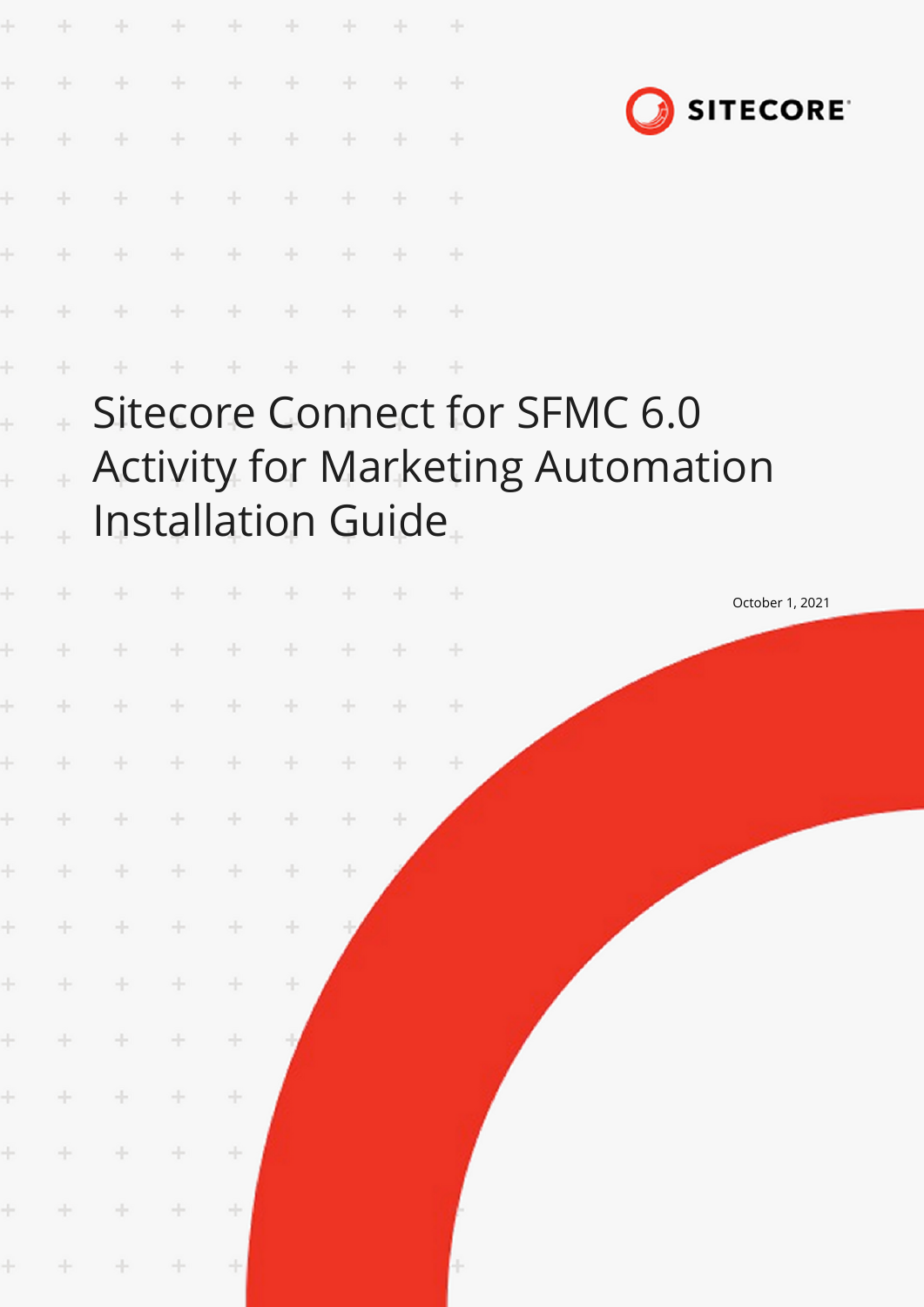# Sitecore Connect for SFMC 6.0 Activity for Marketing Automation Installation Guide

October 1, 2021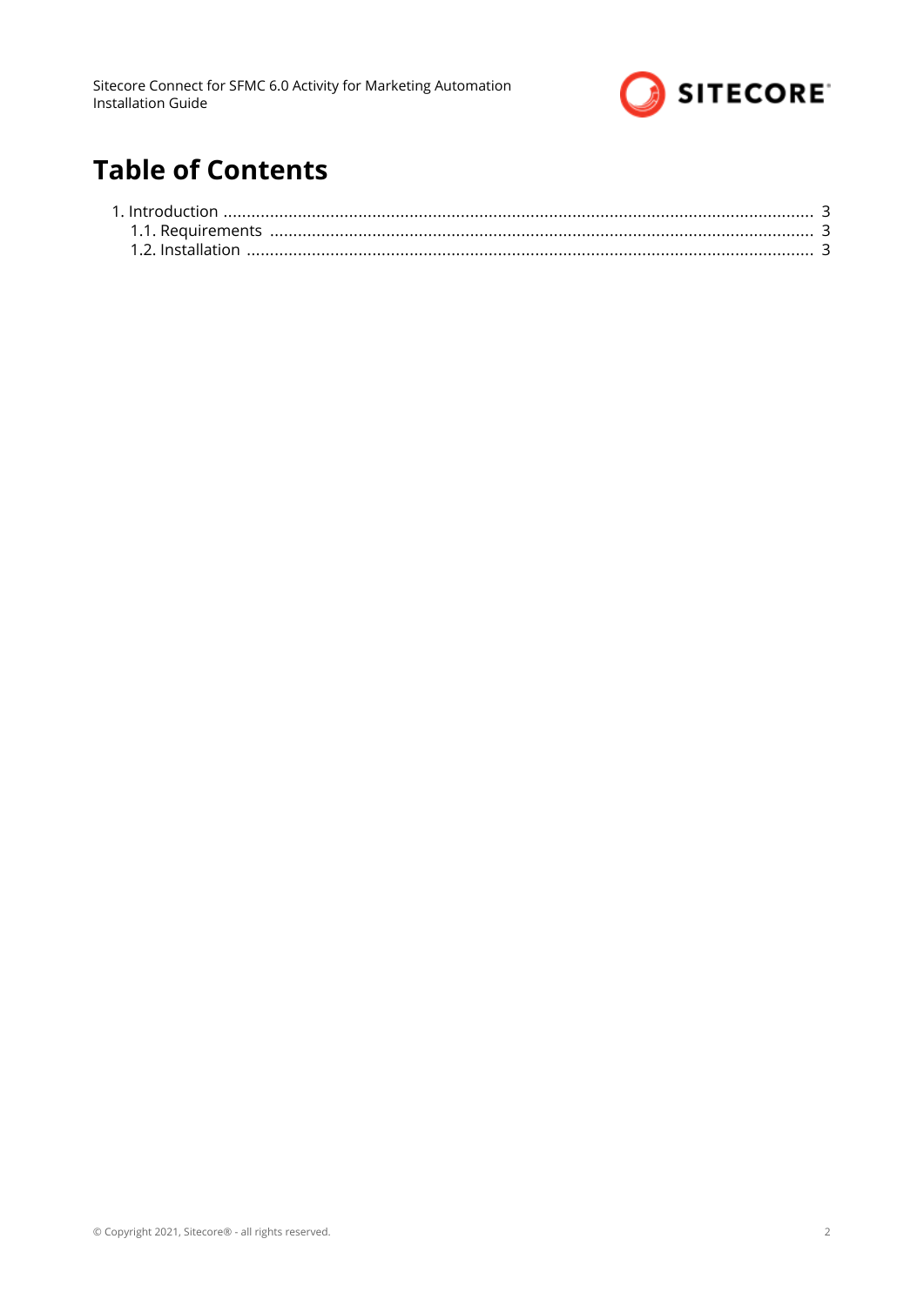# Table of Contents

1. Introduction ..................................................................................................................................... 3
   1.1. Requirements ............................................................................................................................ 3
   1.2. Installation ................................................................................................................................. 3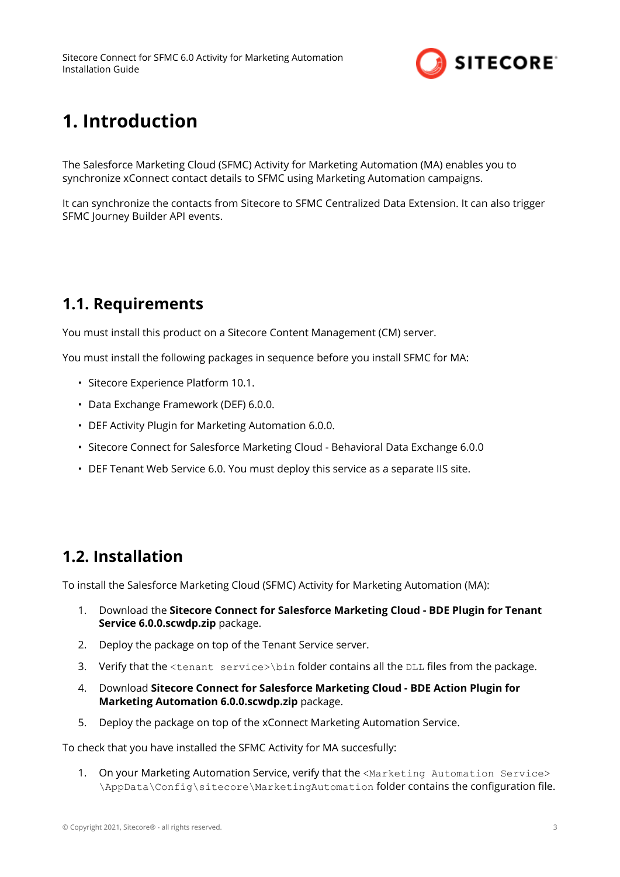# 1. Introduction

The Salesforce Marketing Cloud (SFMC) Activity for Marketing Automation (MA) enables you to synchronize xConnect contact details to SFMC using Marketing Automation campaigns.

It can synchronize the contacts from Sitecore to SFMC Centralized Data Extension. It can also trigger SFMC Journey Builder API events.

## 1.1. Requirements

You must install this product on a Sitecore Content Management (CM) server.

You must install the following packages in sequence before you install SFMC for MA:

- Sitecore Experience Platform 10.1.
- Data Exchange Framework (DEF) 6.0.0.
- DEF Activity Plugin for Marketing Automation 6.0.0.
- Sitecore Connect for Salesforce Marketing Cloud - Behavioral Data Exchange 6.0.0
- DEF Tenant Web Service 6.0. You must deploy this service as a separate IIS site.

## 1.2. Installation

To install the Salesforce Marketing Cloud (SFMC) Activity for Marketing Automation (MA):

1. Download the **Sitecore Connect for Salesforce Marketing Cloud - BDE Plugin for Tenant Service 6.0.0.scwdp.zip** package.
2. Deploy the package on top of the Tenant Service server.
3. Verify that the `<tenant service>\bin` folder contains all the `DLL` files from the package.
4. Download **Sitecore Connect for Salesforce Marketing Cloud - BDE Action Plugin for Marketing Automation 6.0.0.scwdp.zip** package.
5. Deploy the package on top of the xConnect Marketing Automation Service.

To check that you have installed the SFMC Activity for MA succesfully:

1. On your Marketing Automation Service, verify that the `<Marketing Automation Service>\AppData\Config\sitecore\MarketingAutomation` folder contains the configuration file.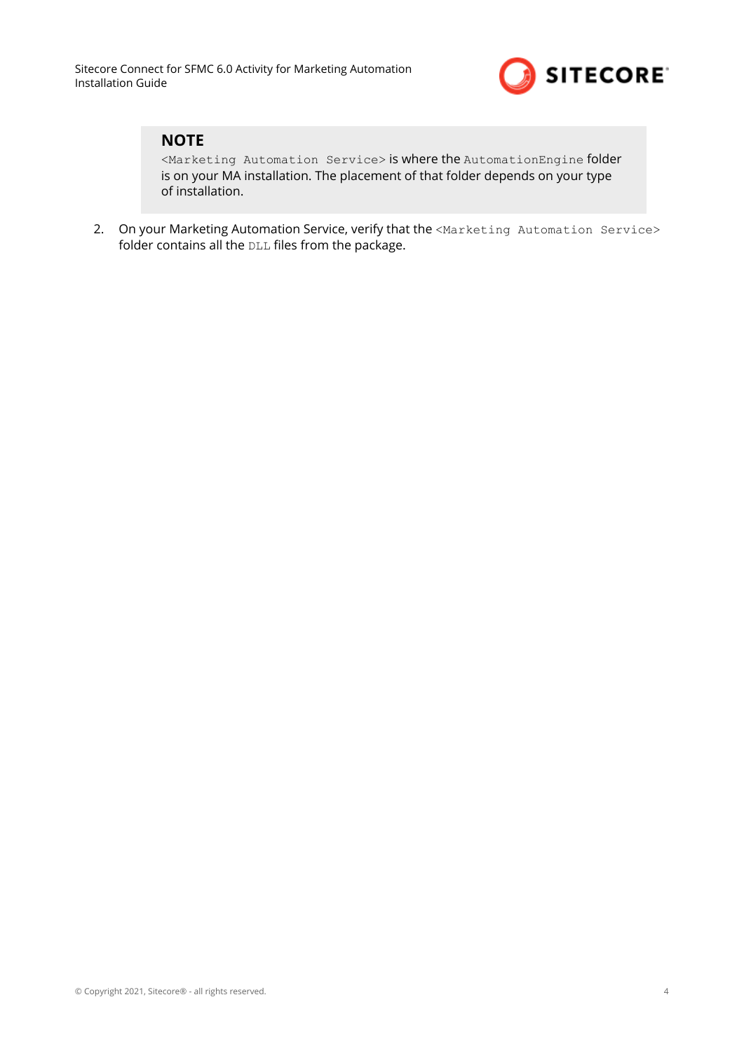> **NOTE**
>
> `<Marketing Automation Service>` is where the `AutomationEngine` folder is on your MA installation. The placement of that folder depends on your type of installation.

2. On your Marketing Automation Service, verify that the `<Marketing Automation Service>` folder contains all the `DLL` files from the package.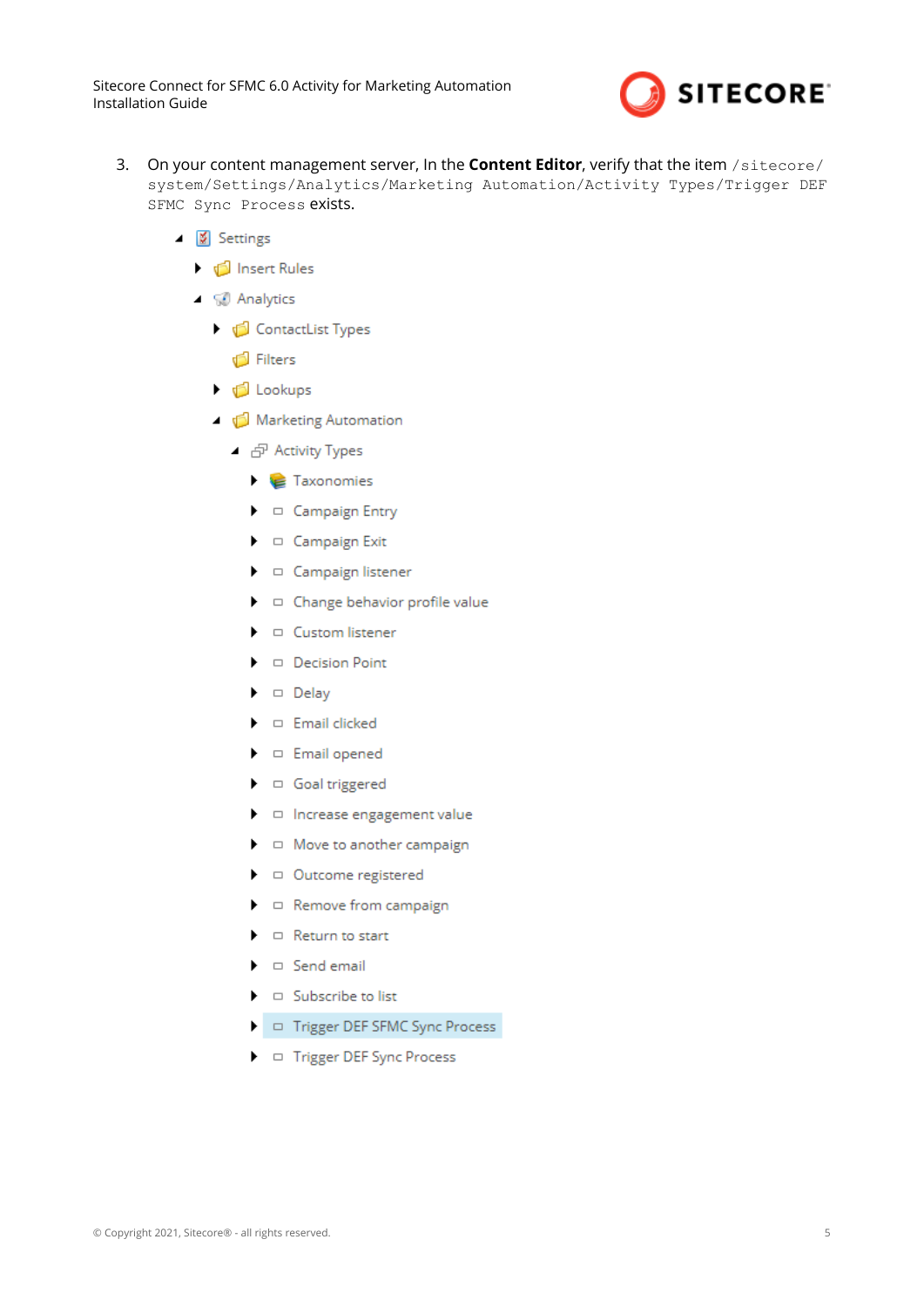3. On your content management server, In the **Content Editor**, verify that the item `/sitecore/system/Settings/Analytics/Marketing Automation/Activity Types/Trigger DEF SFMC Sync Process` exists.

- Settings
  - Insert Rules
  - Analytics
    - ContactList Types
    - Filters
    - Lookups
    - Marketing Automation
      - Activity Types
        - Taxonomies
        - Campaign Entry
        - Campaign Exit
        - Campaign listener
        - Change behavior profile value
        - Custom listener
        - Decision Point
        - Delay
        - Email clicked
        - Email opened
        - Goal triggered
        - Increase engagement value
        - Move to another campaign
        - Outcome registered
        - Remove from campaign
        - Return to start
        - Send email
        - Subscribe to list
        - Trigger DEF SFMC Sync Process
        - Trigger DEF Sync Process